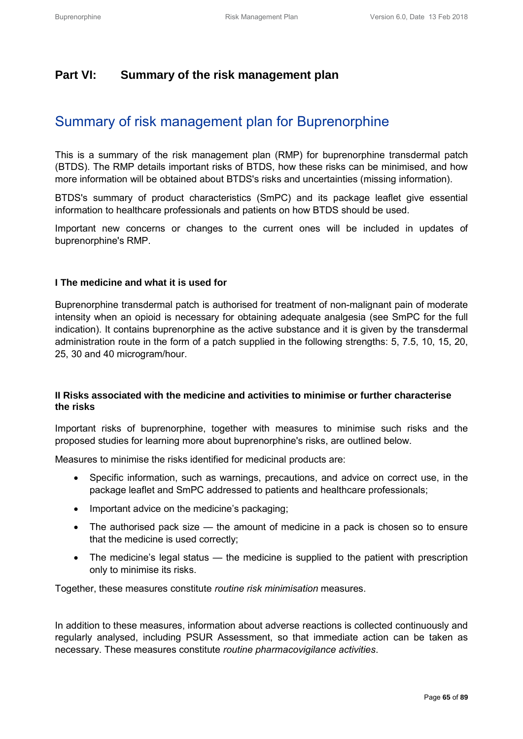# Part VI: Summary of the risk management plan

## Summary of risk management plan for Buprenorphine

This is a summary of the risk management plan (RMP) for buprenorphine transdermal patch (BTDS). The RMP details important risks of BTDS, how these risks can be minimised, and how more information will be obtained about BTDS's risks and uncertainties (missing information).

BTDS's summary of product characteristics (SmPC) and its package leaflet give essential information to healthcare professionals and patients on how BTDS should be used.

Important new concerns or changes to the current ones will be included in updates of buprenorphine's RMP.

### I The medicine and what it is used for

Buprenorphine transdermal patch is authorised for treatment of non-malignant pain of moderate intensity when an opioid is necessary for obtaining adequate analgesia (see SmPC for the full indication). It contains buprenorphine as the active substance and it is given by the transdermal administration route in the form of a patch supplied in the following strengths: 5, 7.5, 10, 15, 20, 25, 30 and 40 microgram/hour.

### II Risks associated with the medicine and activities to minimise or further characterise the risks

Important risks of buprenorphine, together with measures to minimise such risks and the proposed studies for learning more about buprenorphine's risks, are outlined below.

Measures to minimise the risks identified for medicinal products are:

- Specific information, such as warnings, precautions, and advice on correct use, in the package leaflet and SmPC addressed to patients and healthcare professionals;
- Important advice on the medicine's packaging;
- The authorised pack size — the amount of medicine in a pack is chosen so to ensure that the medicine is used correctly;
- The medicine's legal status — the medicine is supplied to the patient with prescription only to minimise its risks.

Together, these measures constitute *routine risk minimisation* measures.

In addition to these measures, information about adverse reactions is collected continuously and regularly analysed, including PSUR Assessment, so that immediate action can be taken as necessary. These measures constitute *routine pharmacovigilance activities*.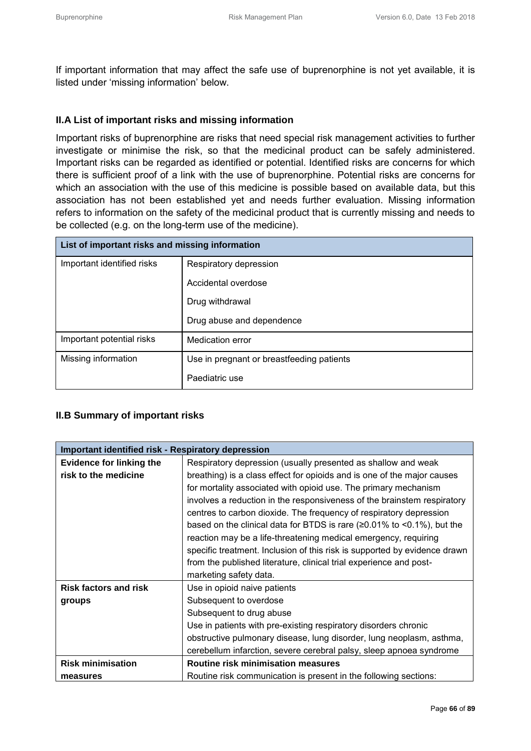If important information that may affect the safe use of buprenorphine is not yet available, it is listed under 'missing information' below.

### II.A List of important risks and missing information

Important risks of buprenorphine are risks that need special risk management activities to further investigate or minimise the risk, so that the medicinal product can be safely administered. Important risks can be regarded as identified or potential. Identified risks are concerns for which there is sufficient proof of a link with the use of buprenorphine. Potential risks are concerns for which an association with the use of this medicine is possible based on available data, but this association has not been established yet and needs further evaluation. Missing information refers to information on the safety of the medicinal product that is currently missing and needs to be collected (e.g. on the long-term use of the medicine).

| List of important risks and missing information | |
|---|---|
| Important identified risks | Respiratory depression<br><br>Accidental overdose<br><br>Drug withdrawal<br><br>Drug abuse and dependence |
| Important potential risks | Medication error |
| Missing information | Use in pregnant or breastfeeding patients<br><br>Paediatric use |

### II.B Summary of important risks

| Important identified risk - Respiratory depression | |
|---|---|
| **Evidence for linking the risk to the medicine** | Respiratory depression (usually presented as shallow and weak breathing) is a class effect for opioids and is one of the major causes for mortality associated with opioid use. The primary mechanism involves a reduction in the responsiveness of the brainstem respiratory centres to carbon dioxide. The frequency of respiratory depression based on the clinical data for BTDS is rare (≥0.01% to <0.1%), but the reaction may be a life-threatening medical emergency, requiring specific treatment. Inclusion of this risk is supported by evidence drawn from the published literature, clinical trial experience and post-marketing safety data. |
| **Risk factors and risk groups** | Use in opioid naive patients<br>Subsequent to overdose<br>Subsequent to drug abuse<br>Use in patients with pre-existing respiratory disorders chronic obstructive pulmonary disease, lung disorder, lung neoplasm, asthma, cerebellum infarction, severe cerebral palsy, sleep apnoea syndrome |
| **Risk minimisation measures** | **Routine risk minimisation measures**<br>Routine risk communication is present in the following sections: |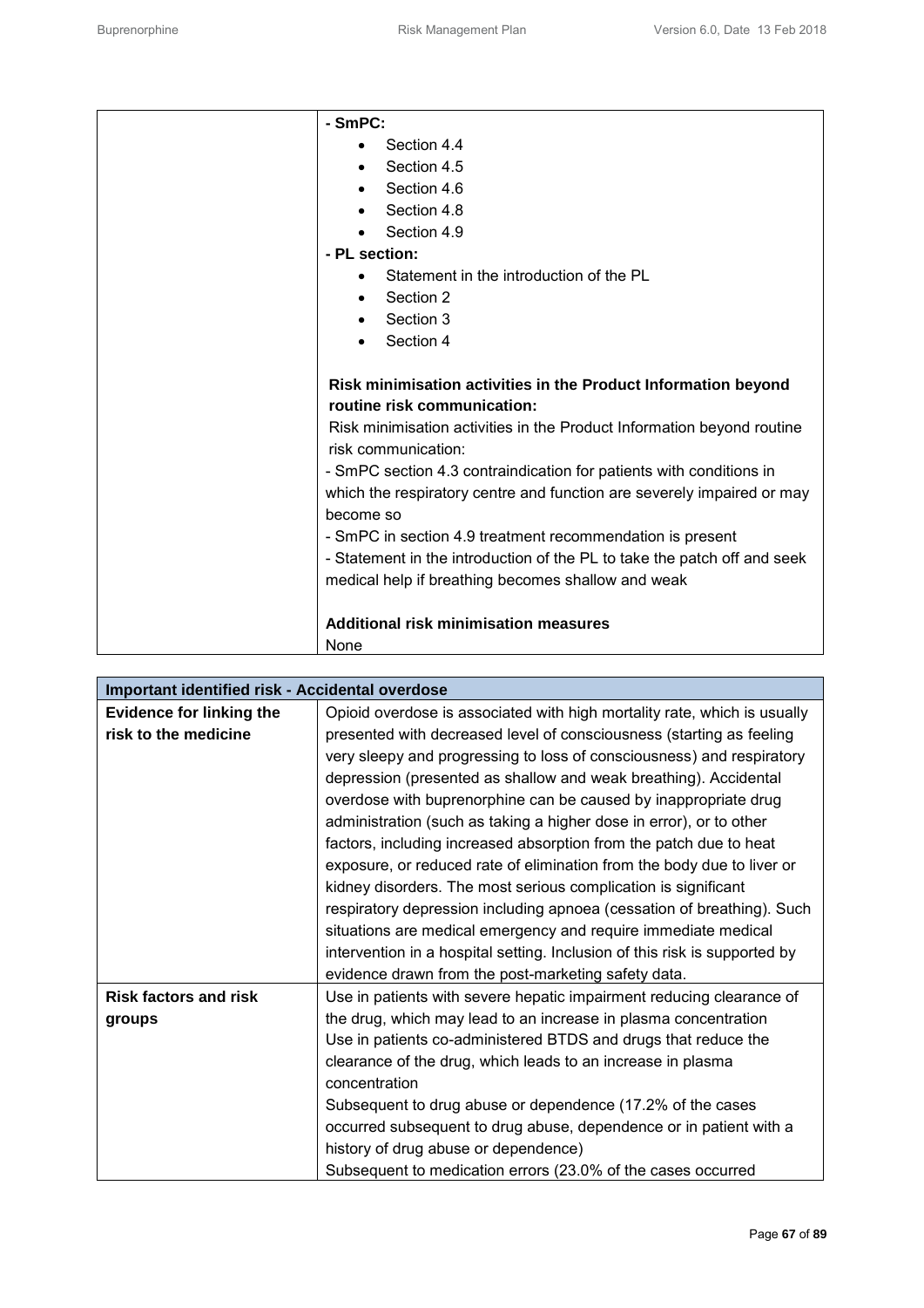| | |
|---|---|
| | **- SmPC:**<br>• Section 4.4<br>• Section 4.5<br>• Section 4.6<br>• Section 4.8<br>• Section 4.9<br>**- PL section:**<br>• Statement in the introduction of the PL<br>• Section 2<br>• Section 3<br>• Section 4<br><br>**Risk minimisation activities in the Product Information beyond routine risk communication:**<br>Risk minimisation activities in the Product Information beyond routine risk communication:<br>- SmPC section 4.3 contraindication for patients with conditions in which the respiratory centre and function are severely impaired or may become so<br>- SmPC in section 4.9 treatment recommendation is present<br>- Statement in the introduction of the PL to take the patch off and seek medical help if breathing becomes shallow and weak<br><br>**Additional risk minimisation measures**<br>None |

| **Important identified risk - Accidental overdose** | |
|---|---|
| **Evidence for linking the risk to the medicine** | Opioid overdose is associated with high mortality rate, which is usually presented with decreased level of consciousness (starting as feeling very sleepy and progressing to loss of consciousness) and respiratory depression (presented as shallow and weak breathing). Accidental overdose with buprenorphine can be caused by inappropriate drug administration (such as taking a higher dose in error), or to other factors, including increased absorption from the patch due to heat exposure, or reduced rate of elimination from the body due to liver or kidney disorders. The most serious complication is significant respiratory depression including apnoea (cessation of breathing). Such situations are medical emergency and require immediate medical intervention in a hospital setting. Inclusion of this risk is supported by evidence drawn from the post-marketing safety data. |
| **Risk factors and risk groups** | Use in patients with severe hepatic impairment reducing clearance of the drug, which may lead to an increase in plasma concentration<br>Use in patients co-administered BTDS and drugs that reduce the clearance of the drug, which leads to an increase in plasma concentration<br>Subsequent to drug abuse or dependence (17.2% of the cases occurred subsequent to drug abuse, dependence or in patient with a history of drug abuse or dependence)<br>Subsequent to medication errors (23.0% of the cases occurred |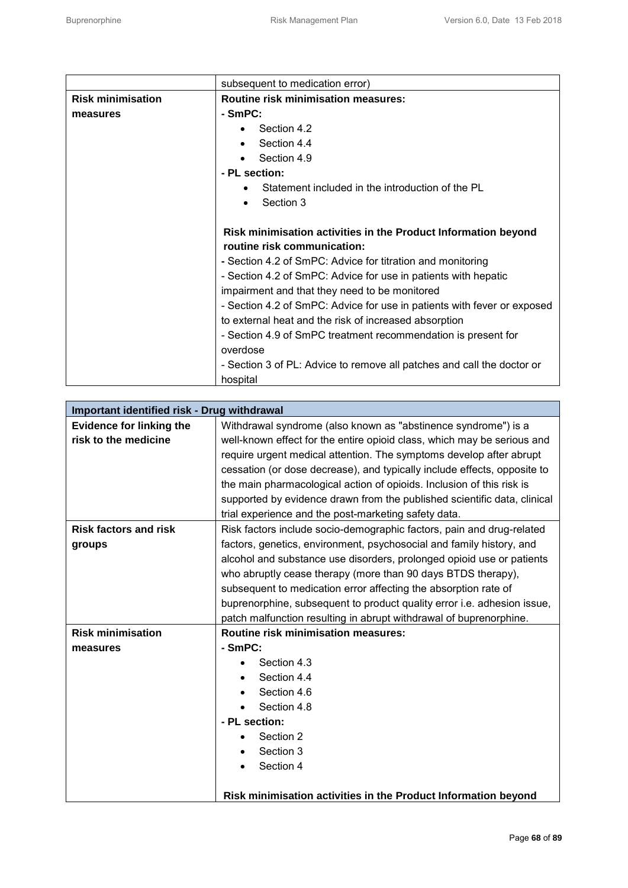| | |
|---|---|
| | subsequent to medication error) |
| **Risk minimisation measures** | **Routine risk minimisation measures:**<br>**- SmPC:**<br>• Section 4.2<br>• Section 4.4<br>• Section 4.9<br>**- PL section:**<br>• Statement included in the introduction of the PL<br>• Section 3<br><br>**Risk minimisation activities in the Product Information beyond routine risk communication:**<br>- Section 4.2 of SmPC: Advice for titration and monitoring<br>- Section 4.2 of SmPC: Advice for use in patients with hepatic impairment and that they need to be monitored<br>- Section 4.2 of SmPC: Advice for use in patients with fever or exposed to external heat and the risk of increased absorption<br>- Section 4.9 of SmPC treatment recommendation is present for overdose<br>- Section 3 of PL: Advice to remove all patches and call the doctor or hospital |

| **Important identified risk - Drug withdrawal** | |
|---|---|
| **Evidence for linking the risk to the medicine** | Withdrawal syndrome (also known as "abstinence syndrome") is a well-known effect for the entire opioid class, which may be serious and require urgent medical attention. The symptoms develop after abrupt cessation (or dose decrease), and typically include effects, opposite to the main pharmacological action of opioids. Inclusion of this risk is supported by evidence drawn from the published scientific data, clinical trial experience and the post-marketing safety data. |
| **Risk factors and risk groups** | Risk factors include socio-demographic factors, pain and drug-related factors, genetics, environment, psychosocial and family history, and alcohol and substance use disorders, prolonged opioid use or patients who abruptly cease therapy (more than 90 days BTDS therapy), subsequent to medication error affecting the absorption rate of buprenorphine, subsequent to product quality error i.e. adhesion issue, patch malfunction resulting in abrupt withdrawal of buprenorphine. |
| **Risk minimisation measures** | **Routine risk minimisation measures:**<br>**- SmPC:**<br>• Section 4.3<br>• Section 4.4<br>• Section 4.6<br>• Section 4.8<br>**- PL section:**<br>• Section 2<br>• Section 3<br>• Section 4<br><br>**Risk minimisation activities in the Product Information beyond** |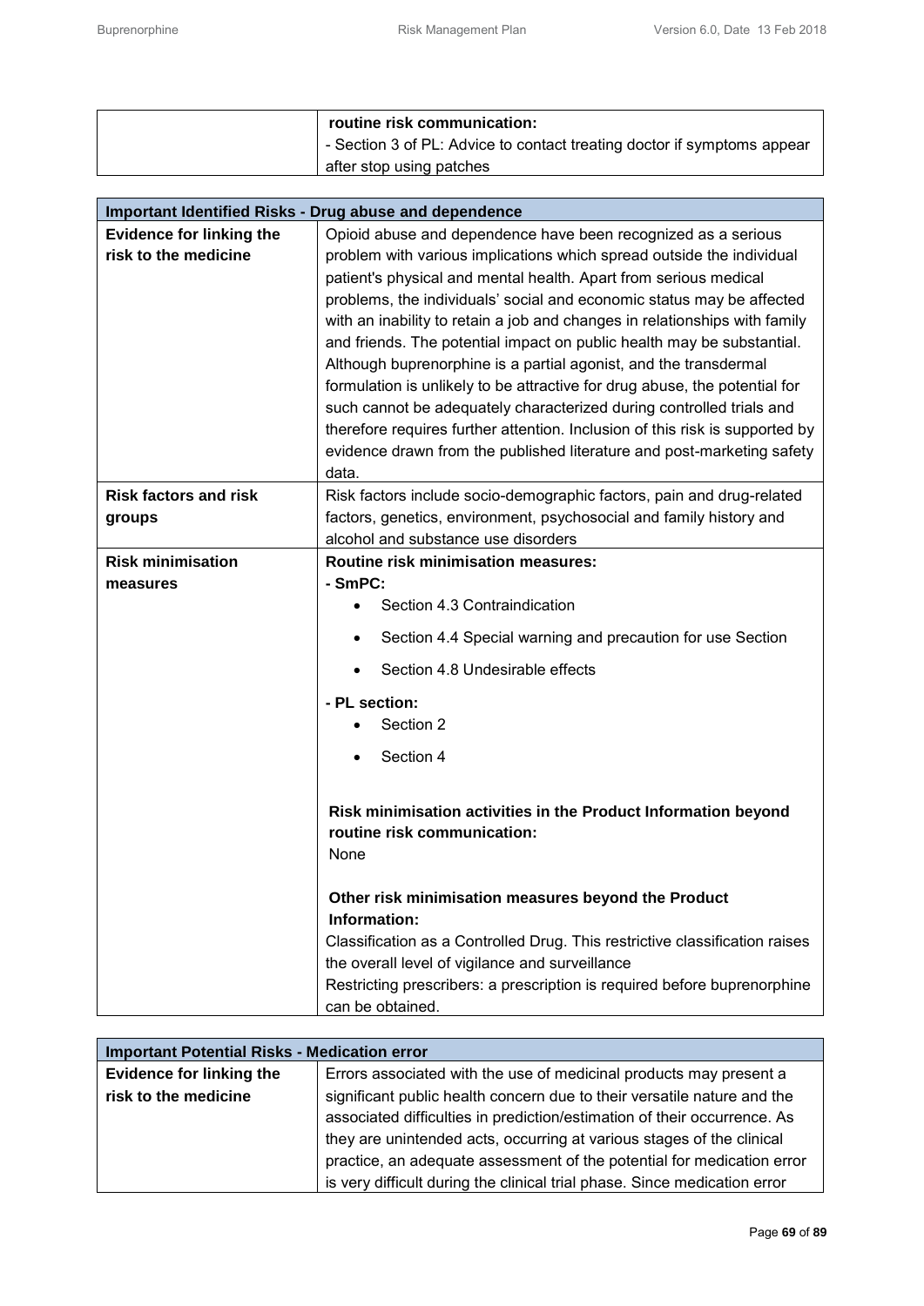| | |
|---|---|
| | **routine risk communication:**<br>- Section 3 of PL: Advice to contact treating doctor if symptoms appear after stop using patches |

| **Important Identified Risks - Drug abuse and dependence** | |
|---|---|
| **Evidence for linking the risk to the medicine** | Opioid abuse and dependence have been recognized as a serious problem with various implications which spread outside the individual patient's physical and mental health. Apart from serious medical problems, the individuals' social and economic status may be affected with an inability to retain a job and changes in relationships with family and friends. The potential impact on public health may be substantial. Although buprenorphine is a partial agonist, and the transdermal formulation is unlikely to be attractive for drug abuse, the potential for such cannot be adequately characterized during controlled trials and therefore requires further attention. Inclusion of this risk is supported by evidence drawn from the published literature and post-marketing safety data. |
| **Risk factors and risk groups** | Risk factors include socio-demographic factors, pain and drug-related factors, genetics, environment, psychosocial and family history and alcohol and substance use disorders |
| **Risk minimisation measures** | **Routine risk minimisation measures:**<br>**- SmPC:**<br>• Section 4.3 Contraindication<br>• Section 4.4 Special warning and precaution for use Section<br>• Section 4.8 Undesirable effects<br>**- PL section:**<br>• Section 2<br>• Section 4<br><br>**Risk minimisation activities in the Product Information beyond routine risk communication:**<br>None<br><br>**Other risk minimisation measures beyond the Product Information:**<br>Classification as a Controlled Drug. This restrictive classification raises the overall level of vigilance and surveillance<br>Restricting prescribers: a prescription is required before buprenorphine can be obtained. |

| **Important Potential Risks - Medication error** | |
|---|---|
| **Evidence for linking the risk to the medicine** | Errors associated with the use of medicinal products may present a significant public health concern due to their versatile nature and the associated difficulties in prediction/estimation of their occurrence. As they are unintended acts, occurring at various stages of the clinical practice, an adequate assessment of the potential for medication error is very difficult during the clinical trial phase. Since medication error |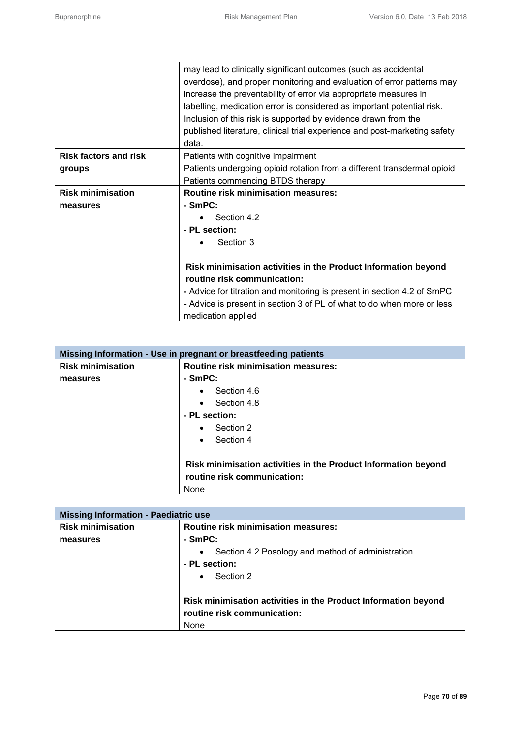| | |
|---|---|
| | may lead to clinically significant outcomes (such as accidental overdose), and proper monitoring and evaluation of error patterns may increase the preventability of error via appropriate measures in labelling, medication error is considered as important potential risk. Inclusion of this risk is supported by evidence drawn from the published literature, clinical trial experience and post-marketing safety data. |
| **Risk factors and risk groups** | Patients with cognitive impairment<br>Patients undergoing opioid rotation from a different transdermal opioid<br>Patients commencing BTDS therapy |
| **Risk minimisation measures** | **Routine risk minimisation measures:**<br>**- SmPC:**<br>• Section 4.2<br>**- PL section:**<br>• Section 3<br><br>**Risk minimisation activities in the Product Information beyond routine risk communication:**<br>- Advice for titration and monitoring is present in section 4.2 of SmPC<br>- Advice is present in section 3 of PL of what to do when more or less medication applied |

| **Missing Information - Use in pregnant or breastfeeding patients** | |
|---|---|
| **Risk minimisation measures** | **Routine risk minimisation measures:**<br>**- SmPC:**<br>• Section 4.6<br>• Section 4.8<br>**- PL section:**<br>• Section 2<br>• Section 4<br><br>**Risk minimisation activities in the Product Information beyond routine risk communication:**<br>None |

| **Missing Information - Paediatric use** | |
|---|---|
| **Risk minimisation measures** | **Routine risk minimisation measures:**<br>**- SmPC:**<br>• Section 4.2 Posology and method of administration<br>**- PL section:**<br>• Section 2<br><br>**Risk minimisation activities in the Product Information beyond routine risk communication:**<br>None |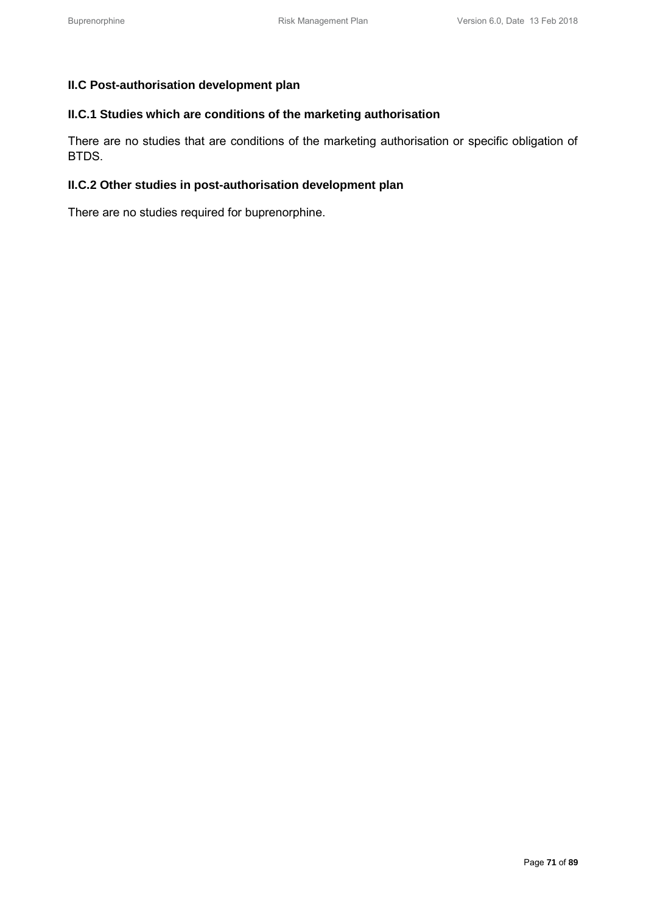## II.C Post-authorisation development plan

### II.C.1 Studies which are conditions of the marketing authorisation

There are no studies that are conditions of the marketing authorisation or specific obligation of BTDS.

### II.C.2 Other studies in post-authorisation development plan

There are no studies required for buprenorphine.